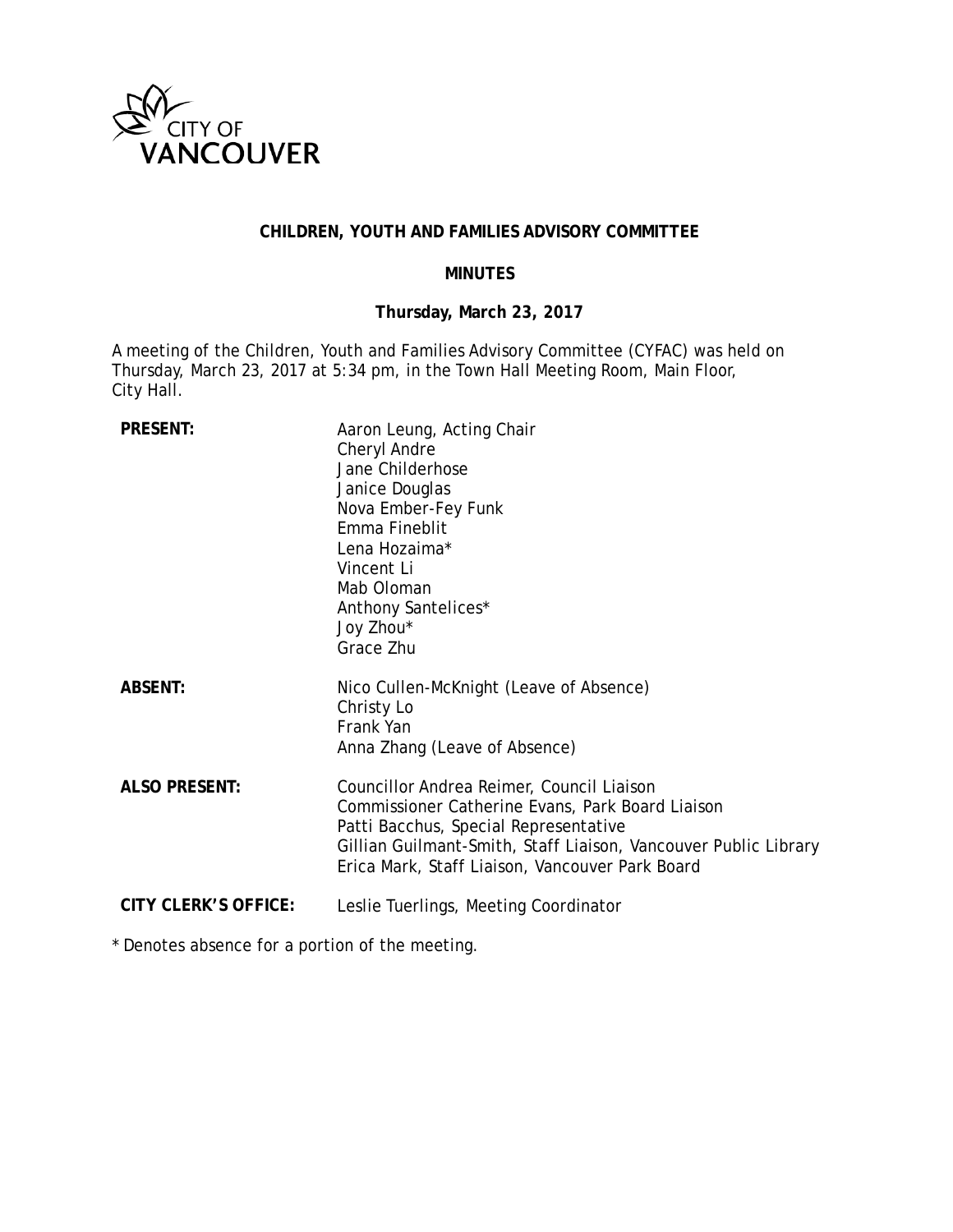CITY OF VANCOUVER

# CHILDREN, YOUTH AND FAMILIES ADVISORY COMMITTEE

## MINUTES

### Thursday, March 23, 2017

A meeting of the Children, Youth and Families Advisory Committee (CYFAC) was held on Thursday, March 23, 2017 at 5:34 pm, in the Town Hall Meeting Room, Main Floor, City Hall.

| | |
|---|---|
| **PRESENT:** | Aaron Leung, Acting Chair<br>Cheryl Andre<br>Jane Childerhose<br>Janice Douglas<br>Nova Ember-Fey Funk<br>Emma Fineblit<br>Lena Hozaima*<br>Vincent Li<br>Mab Oloman<br>Anthony Santelices*<br>Joy Zhou*<br>Grace Zhu |
| **ABSENT:** | Nico Cullen-McKnight (Leave of Absence)<br>Christy Lo<br>Frank Yan<br>Anna Zhang (Leave of Absence) |
| **ALSO PRESENT:** | Councillor Andrea Reimer, Council Liaison<br>Commissioner Catherine Evans, Park Board Liaison<br>Patti Bacchus, Special Representative<br>Gillian Guilmant-Smith, Staff Liaison, Vancouver Public Library<br>Erica Mark, Staff Liaison, Vancouver Park Board |
| **CITY CLERK'S OFFICE:** | Leslie Tuerlings, Meeting Coordinator |

* Denotes absence for a portion of the meeting.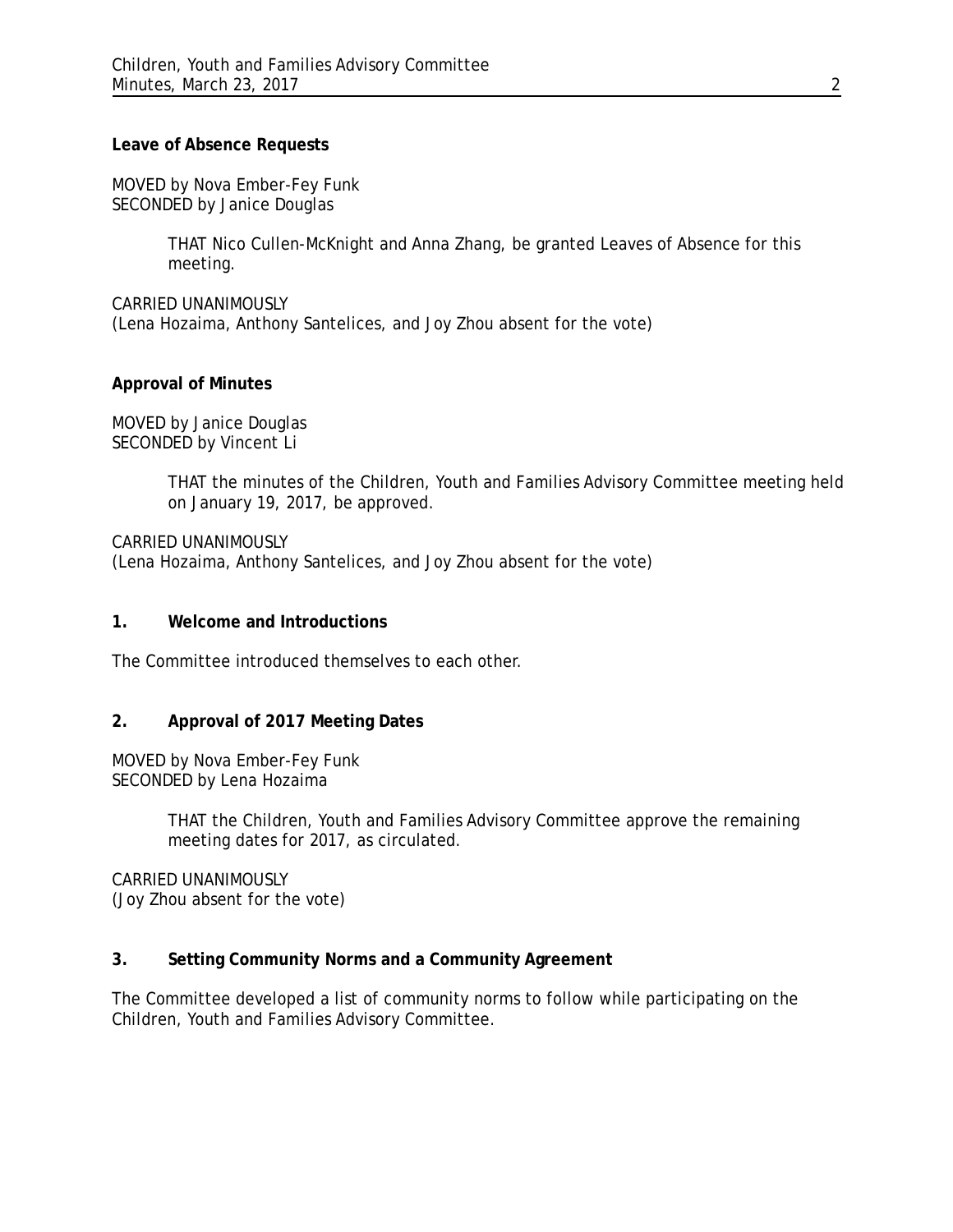**Leave of Absence Requests**

MOVED by Nova Ember-Fey Funk
SECONDED by Janice Douglas

> THAT Nico Cullen-McKnight and Anna Zhang, be granted Leaves of Absence for this meeting.

CARRIED UNANIMOUSLY
(Lena Hozaima, Anthony Santelices, and Joy Zhou absent for the vote)

**Approval of Minutes**

MOVED by Janice Douglas
SECONDED by Vincent Li

> THAT the minutes of the Children, Youth and Families Advisory Committee meeting held on January 19, 2017, be approved.

CARRIED UNANIMOUSLY
(Lena Hozaima, Anthony Santelices, and Joy Zhou absent for the vote)

**1. Welcome and Introductions**

The Committee introduced themselves to each other.

**2. Approval of 2017 Meeting Dates**

MOVED by Nova Ember-Fey Funk
SECONDED by Lena Hozaima

> THAT the Children, Youth and Families Advisory Committee approve the remaining meeting dates for 2017, as circulated.

CARRIED UNANIMOUSLY
(Joy Zhou absent for the vote)

**3. Setting Community Norms and a Community Agreement**

The Committee developed a list of community norms to follow while participating on the Children, Youth and Families Advisory Committee.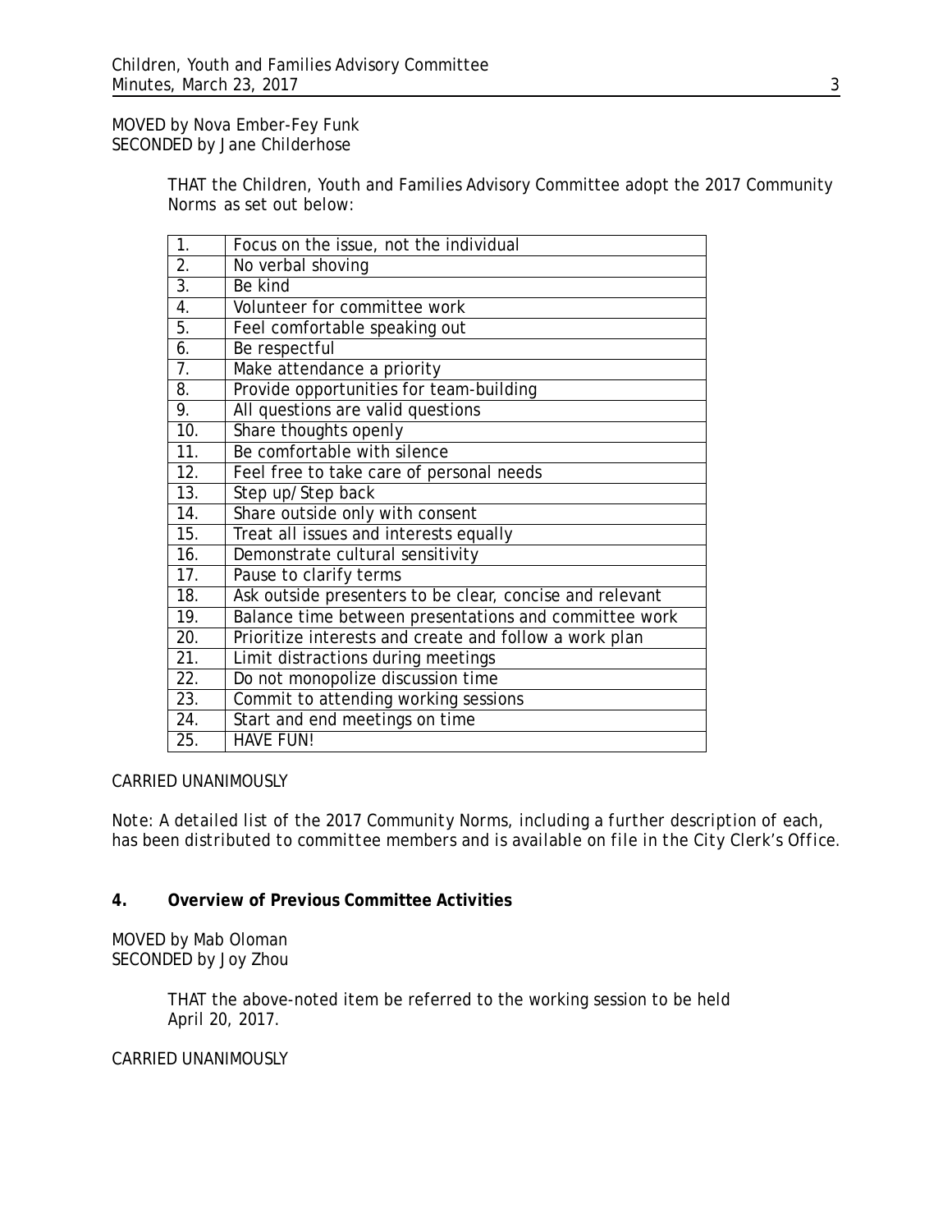MOVED by Nova Ember-Fey Funk
SECONDED by Jane Childerhose

> THAT the Children, Youth and Families Advisory Committee adopt the 2017 Community Norms as set out below:

| | |
|---|---|
| 1. | Focus on the issue, not the individual |
| 2. | No verbal shoving |
| 3. | Be kind |
| 4. | Volunteer for committee work |
| 5. | Feel comfortable speaking out |
| 6. | Be respectful |
| 7. | Make attendance a priority |
| 8. | Provide opportunities for team-building |
| 9. | All questions are valid questions |
| 10. | Share thoughts openly |
| 11. | Be comfortable with silence |
| 12. | Feel free to take care of personal needs |
| 13. | Step up/Step back |
| 14. | Share outside only with consent |
| 15. | Treat all issues and interests equally |
| 16. | Demonstrate cultural sensitivity |
| 17. | Pause to clarify terms |
| 18. | Ask outside presenters to be clear, concise and relevant |
| 19. | Balance time between presentations and committee work |
| 20. | Prioritize interests and create and follow a work plan |
| 21. | Limit distractions during meetings |
| 22. | Do not monopolize discussion time |
| 23. | Commit to attending working sessions |
| 24. | Start and end meetings on time |
| 25. | HAVE FUN! |

CARRIED UNANIMOUSLY

*Note: A detailed list of the 2017 Community Norms, including a further description of each, has been distributed to committee members and is available on file in the City Clerk's Office.*

**4. Overview of Previous Committee Activities**

MOVED by Mab Oloman
SECONDED by Joy Zhou

> THAT the above-noted item be referred to the working session to be held April 20, 2017.

CARRIED UNANIMOUSLY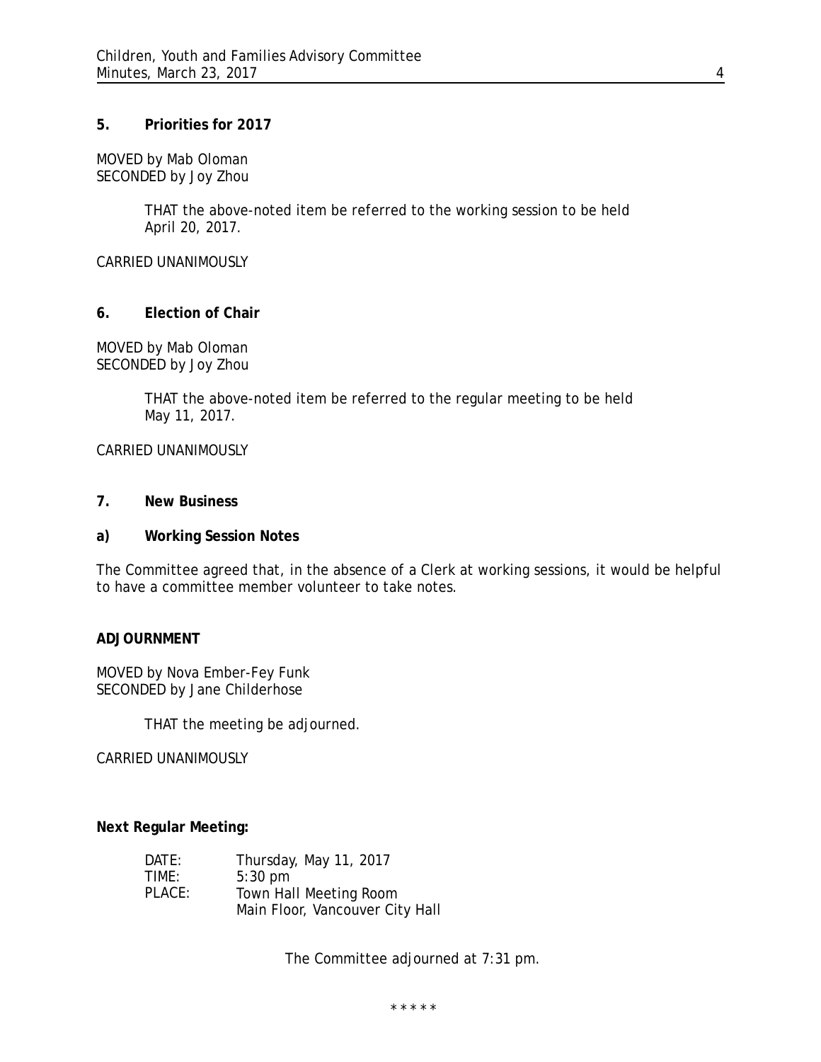## 5. Priorities for 2017

MOVED by Mab Oloman
SECONDED by Joy Zhou

> THAT the above-noted item be referred to the working session to be held April 20, 2017.

CARRIED UNANIMOUSLY

## 6. Election of Chair

MOVED by Mab Oloman
SECONDED by Joy Zhou

> THAT the above-noted item be referred to the regular meeting to be held May 11, 2017.

CARRIED UNANIMOUSLY

## 7. New Business

### a) Working Session Notes

The Committee agreed that, in the absence of a Clerk at working sessions, it would be helpful to have a committee member volunteer to take notes.

## ADJOURNMENT

MOVED by Nova Ember-Fey Funk
SECONDED by Jane Childerhose

> THAT the meeting be adjourned.

CARRIED UNANIMOUSLY

**Next Regular Meeting:**

| | |
|---|---|
| DATE: | Thursday, May 11, 2017 |
| TIME: | 5:30 pm |
| PLACE: | Town Hall Meeting Room<br>Main Floor, Vancouver City Hall |

The Committee adjourned at 7:31 pm.

\* \* \* \* \*